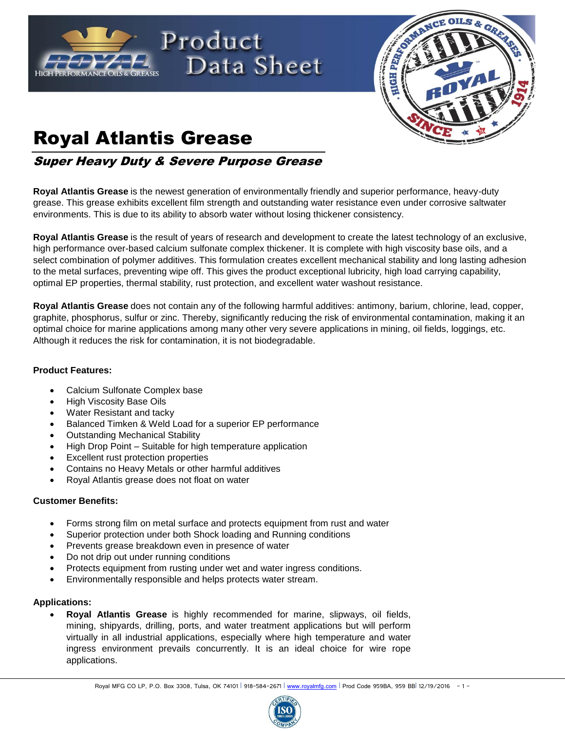# Royal Atlantis Grease

## *Super Heavy Duty & Severe Purpose Grease*

**Royal Atlantis Grease** is the newest generation of environmentally friendly and superior performance, heavy-duty grease. This grease exhibits excellent film strength and outstanding water resistance even under corrosive saltwater environments. This is due to its ability to absorb water without losing thickener consistency.

**Royal Atlantis Grease** is the result of years of research and development to create the latest technology of an exclusive, high performance over-based calcium sulfonate complex thickener. It is complete with high viscosity base oils, and a select combination of polymer additives. This formulation creates excellent mechanical stability and long lasting adhesion to the metal surfaces, preventing wipe off. This gives the product exceptional lubricity, high load carrying capability, optimal EP properties, thermal stability, rust protection, and excellent water washout resistance.

**Royal Atlantis Grease** does not contain any of the following harmful additives: antimony, barium, chlorine, lead, copper, graphite, phosphorus, sulfur or zinc. Thereby, significantly reducing the risk of environmental contamination, making it an optimal choice for marine applications among many other very severe applications in mining, oil fields, loggings, etc. Although it reduces the risk for contamination, it is not biodegradable.

**Product Features:**

- Calcium Sulfonate Complex base
- High Viscosity Base Oils
- Water Resistant and tacky
- Balanced Timken & Weld Load for a superior EP performance
- Outstanding Mechanical Stability
- High Drop Point – Suitable for high temperature application
- Excellent rust protection properties
- Contains no Heavy Metals or other harmful additives
- Royal Atlantis grease does not float on water

**Customer Benefits:**

- Forms strong film on metal surface and protects equipment from rust and water
- Superior protection under both Shock loading and Running conditions
- Prevents grease breakdown even in presence of water
- Do not drip out under running conditions
- Protects equipment from rusting under wet and water ingress conditions.
- Environmentally responsible and helps protects water stream.

**Applications:**

- **Royal Atlantis Grease** is highly recommended for marine, slipways, oil fields, mining, shipyards, drilling, ports, and water treatment applications but will perform virtually in all industrial applications, especially where high temperature and water ingress environment prevails concurrently. It is an ideal choice for wire rope applications.

Royal MFG CO LP, P.O. Box 3308, Tulsa, OK 74101 | 918-584-2671 | www.royalmfg.com | Prod Code 959BA, 959 BB| 12/19/2016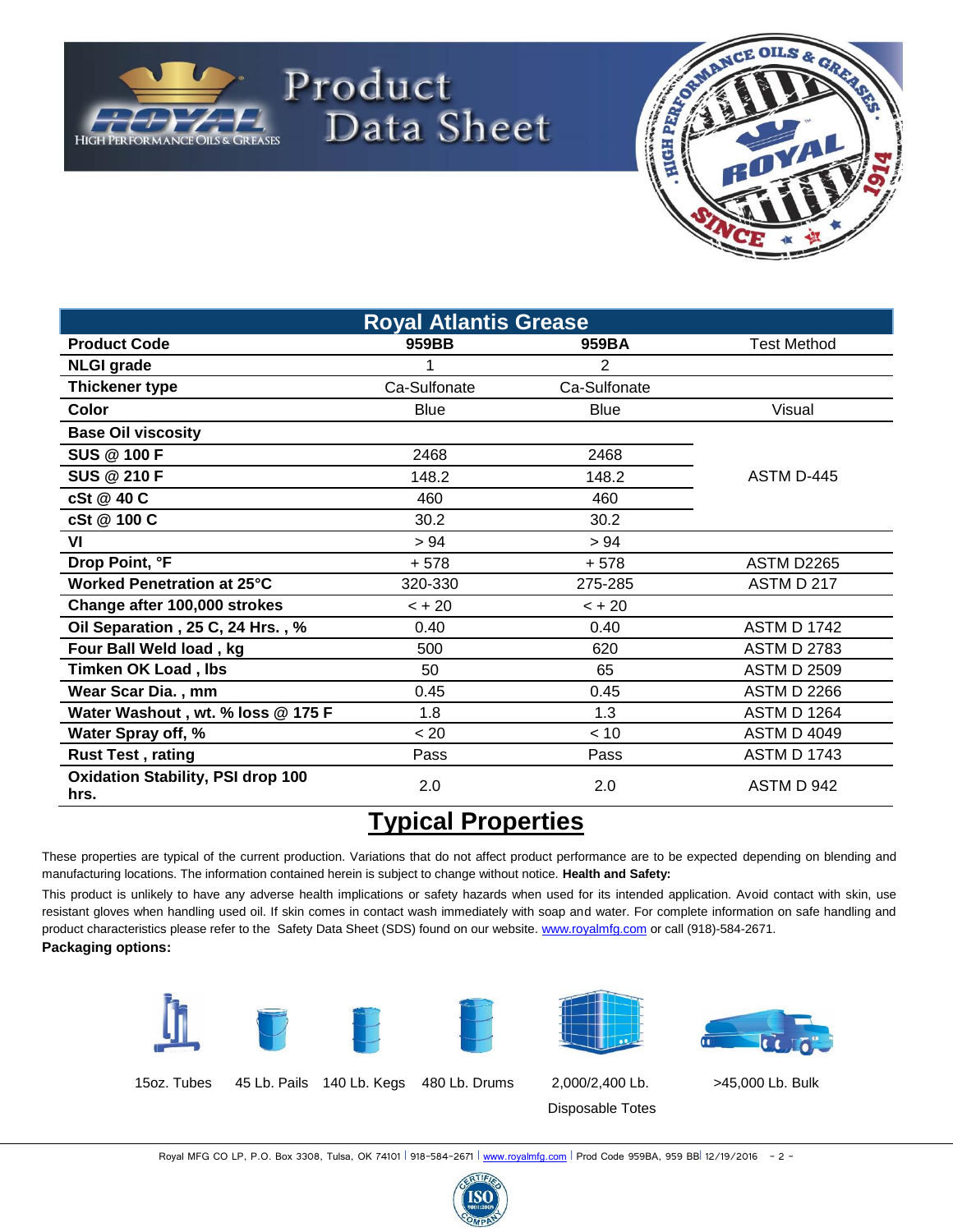# Product Data Sheet

| Royal Atlantis Grease | | | |
|---|---|---|---|
| **Product Code** | **959BB** | **959BA** | Test Method |
| **NLGI grade** | 1 | 2 | |
| **Thickener type** | Ca-Sulfonate | Ca-Sulfonate | |
| **Color** | Blue | Blue | Visual |
| **Base Oil viscosity** | | | |
| **SUS @ 100 F** | 2468 | 2468 | ASTM D-445 |
| **SUS @ 210 F** | 148.2 | 148.2 | ASTM D-445 |
| **cSt @ 40 C** | 460 | 460 | ASTM D-445 |
| **cSt @ 100 C** | 30.2 | 30.2 | ASTM D-445 |
| **VI** | > 94 | > 94 | |
| **Drop Point, °F** | + 578 | + 578 | ASTM D2265 |
| **Worked Penetration at 25°C** | 320-330 | 275-285 | ASTM D 217 |
| **Change after 100,000 strokes** | < + 20 | < + 20 | |
| **Oil Separation , 25 C, 24 Hrs. , %** | 0.40 | 0.40 | ASTM D 1742 |
| **Four Ball Weld load , kg** | 500 | 620 | ASTM D 2783 |
| **Timken OK Load , lbs** | 50 | 65 | ASTM D 2509 |
| **Wear Scar Dia. , mm** | 0.45 | 0.45 | ASTM D 2266 |
| **Water Washout , wt. % loss @ 175 F** | 1.8 | 1.3 | ASTM D 1264 |
| **Water Spray off, %** | < 20 | < 10 | ASTM D 4049 |
| **Rust Test , rating** | Pass | Pass | ASTM D 1743 |
| **Oxidation Stability, PSI drop 100 hrs.** | 2.0 | 2.0 | ASTM D 942 |

## Typical Properties

These properties are typical of the current production. Variations that do not affect product performance are to be expected depending on blending and manufacturing locations. The information contained herein is subject to change without notice. **Health and Safety:**

This product is unlikely to have any adverse health implications or safety hazards when used for its intended application. Avoid contact with skin, use resistant gloves when handling used oil. If skin comes in contact wash immediately with soap and water. For complete information on safe handling and product characteristics please refer to the Safety Data Sheet (SDS) found on our website. www.royalmfg.com or call (918)-584-2671.

**Packaging options:**

15oz. Tubes | 45 Lb. Pails | 140 Lb. Kegs | 480 Lb. Drums | 2,000/2,400 Lb. Disposable Totes | >45,000 Lb. Bulk

Royal MFG CO LP, P.O. Box 3308, Tulsa, OK 74101 | 918-584-2671 | www.royalmfg.com | Prod Code 959BA, 959 BB | 12/19/2016